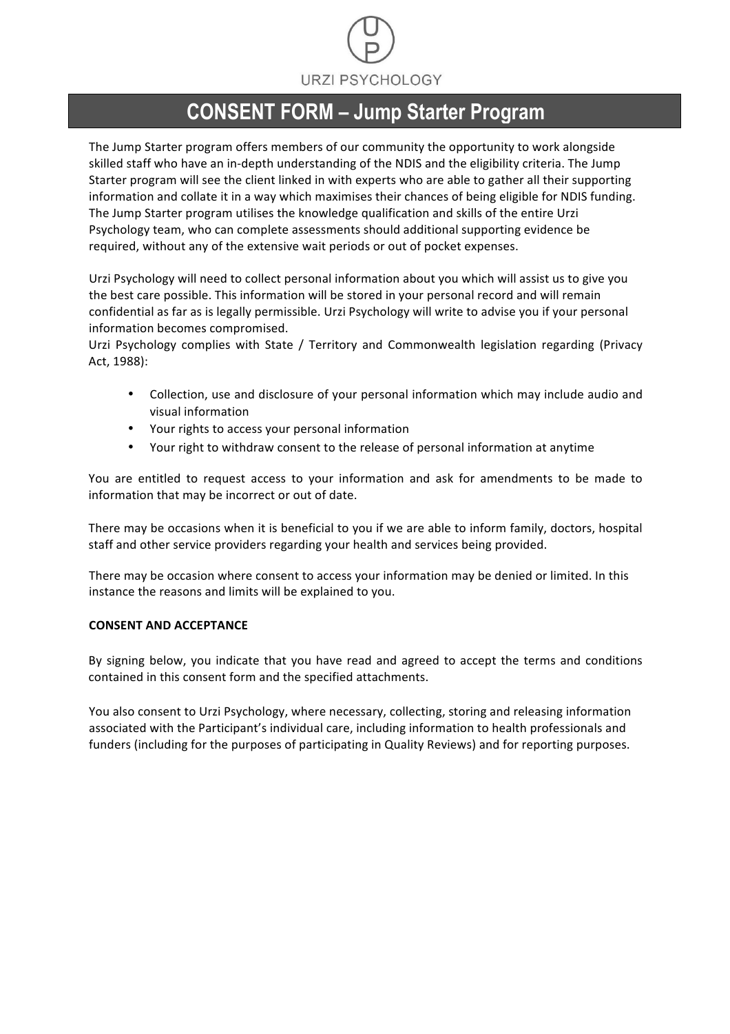URZI PSYCHOLOGY

# CONSENT FORM – Jump Starter Program

The Jump Starter program offers members of our community the opportunity to work alongside skilled staff who have an in-depth understanding of the NDIS and the eligibility criteria. The Jump Starter program will see the client linked in with experts who are able to gather all their supporting information and collate it in a way which maximises their chances of being eligible for NDIS funding. The Jump Starter program utilises the knowledge qualification and skills of the entire Urzi Psychology team, who can complete assessments should additional supporting evidence be required, without any of the extensive wait periods or out of pocket expenses.

Urzi Psychology will need to collect personal information about you which will assist us to give you the best care possible. This information will be stored in your personal record and will remain confidential as far as is legally permissible. Urzi Psychology will write to advise you if your personal information becomes compromised.
Urzi Psychology complies with State / Territory and Commonwealth legislation regarding (Privacy Act, 1988):

- Collection, use and disclosure of your personal information which may include audio and visual information
- Your rights to access your personal information
- Your right to withdraw consent to the release of personal information at anytime

You are entitled to request access to your information and ask for amendments to be made to information that may be incorrect or out of date.

There may be occasions when it is beneficial to you if we are able to inform family, doctors, hospital staff and other service providers regarding your health and services being provided.

There may be occasion where consent to access your information may be denied or limited. In this instance the reasons and limits will be explained to you.

**CONSENT AND ACCEPTANCE**

By signing below, you indicate that you have read and agreed to accept the terms and conditions contained in this consent form and the specified attachments.

You also consent to Urzi Psychology, where necessary, collecting, storing and releasing information associated with the Participant's individual care, including information to health professionals and funders (including for the purposes of participating in Quality Reviews) and for reporting purposes.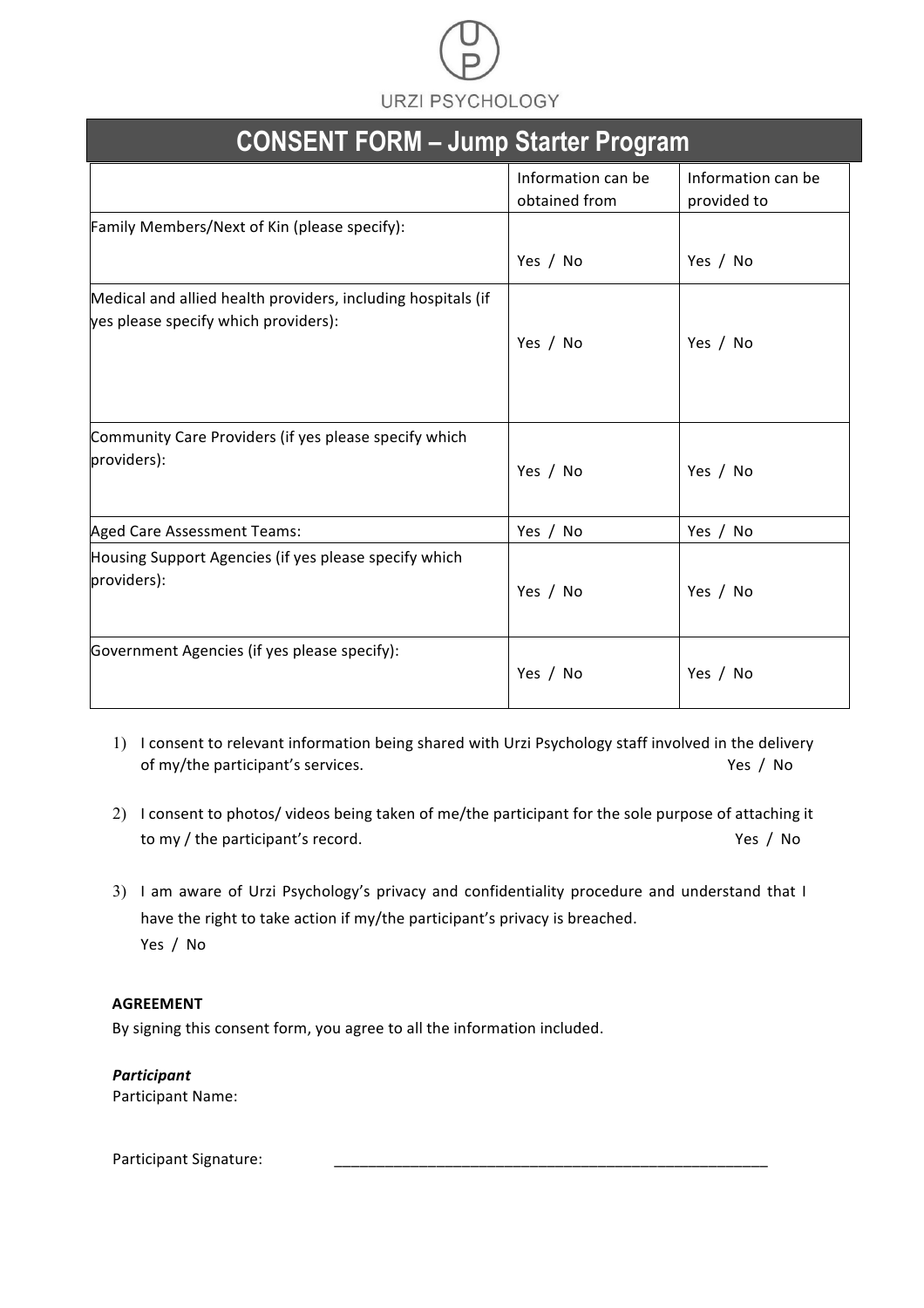URZI PSYCHOLOGY

# CONSENT FORM – Jump Starter Program

| | Information can be obtained from | Information can be provided to |
|---|---|---|
| Family Members/Next of Kin (please specify): | Yes / No | Yes / No |
| Medical and allied health providers, including hospitals (if yes please specify which providers): | Yes / No | Yes / No |
| Community Care Providers (if yes please specify which providers): | Yes / No | Yes / No |
| Aged Care Assessment Teams: | Yes / No | Yes / No |
| Housing Support Agencies (if yes please specify which providers): | Yes / No | Yes / No |
| Government Agencies (if yes please specify): | Yes / No | Yes / No |

1) I consent to relevant information being shared with Urzi Psychology staff involved in the delivery of my/the participant's services. Yes / No

2) I consent to photos/ videos being taken of me/the participant for the sole purpose of attaching it to my / the participant's record. Yes / No

3) I am aware of Urzi Psychology's privacy and confidentiality procedure and understand that I have the right to take action if my/the participant's privacy is breached.
Yes / No

**AGREEMENT**
By signing this consent form, you agree to all the information included.

***Participant***
Participant Name:

Participant Signature: ______________________________________________________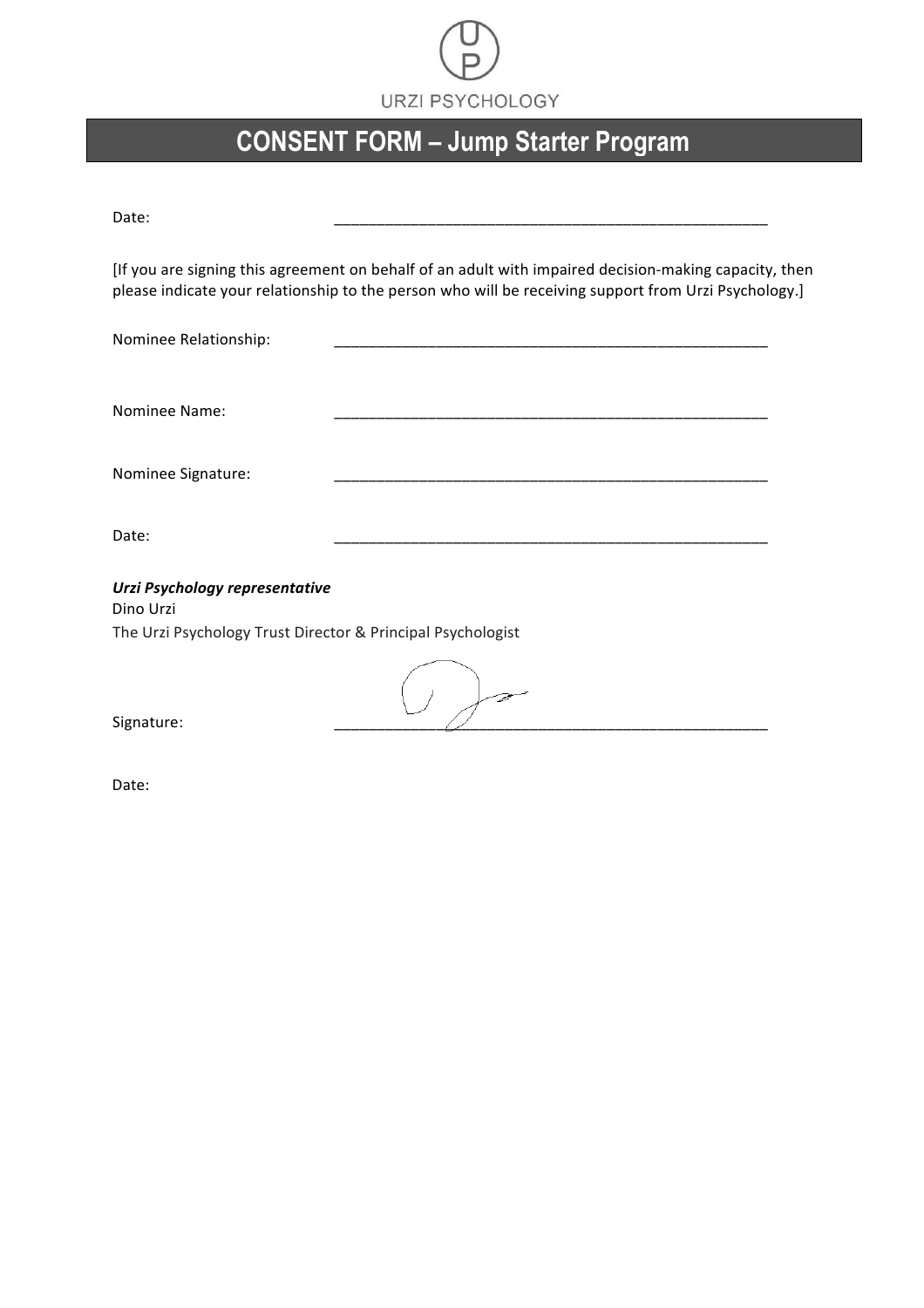URZI PSYCHOLOGY

# CONSENT FORM – Jump Starter Program

Date: ______________________________________________________

[If you are signing this agreement on behalf of an adult with impaired decision-making capacity, then please indicate your relationship to the person who will be receiving support from Urzi Psychology.]

Nominee Relationship: ______________________________________________________

Nominee Name: ______________________________________________________

Nominee Signature: ______________________________________________________

Date: ______________________________________________________

***Urzi Psychology representative***

Dino Urzi

The Urzi Psychology Trust Director & Principal Psychologist

Signature: ______________________________________________________

Date: